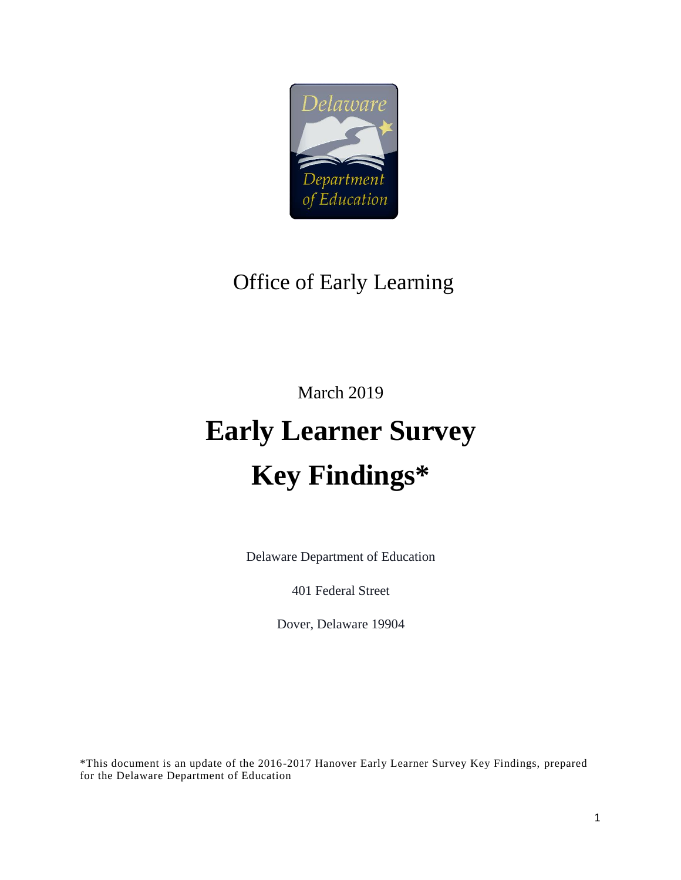Office of Early Learning

March 2019

# Early Learner Survey Key Findings*

Delaware Department of Education

401 Federal Street

Dover, Delaware 19904

*This document is an update of the 2016-2017 Hanover Early Learner Survey Key Findings, prepared for the Delaware Department of Education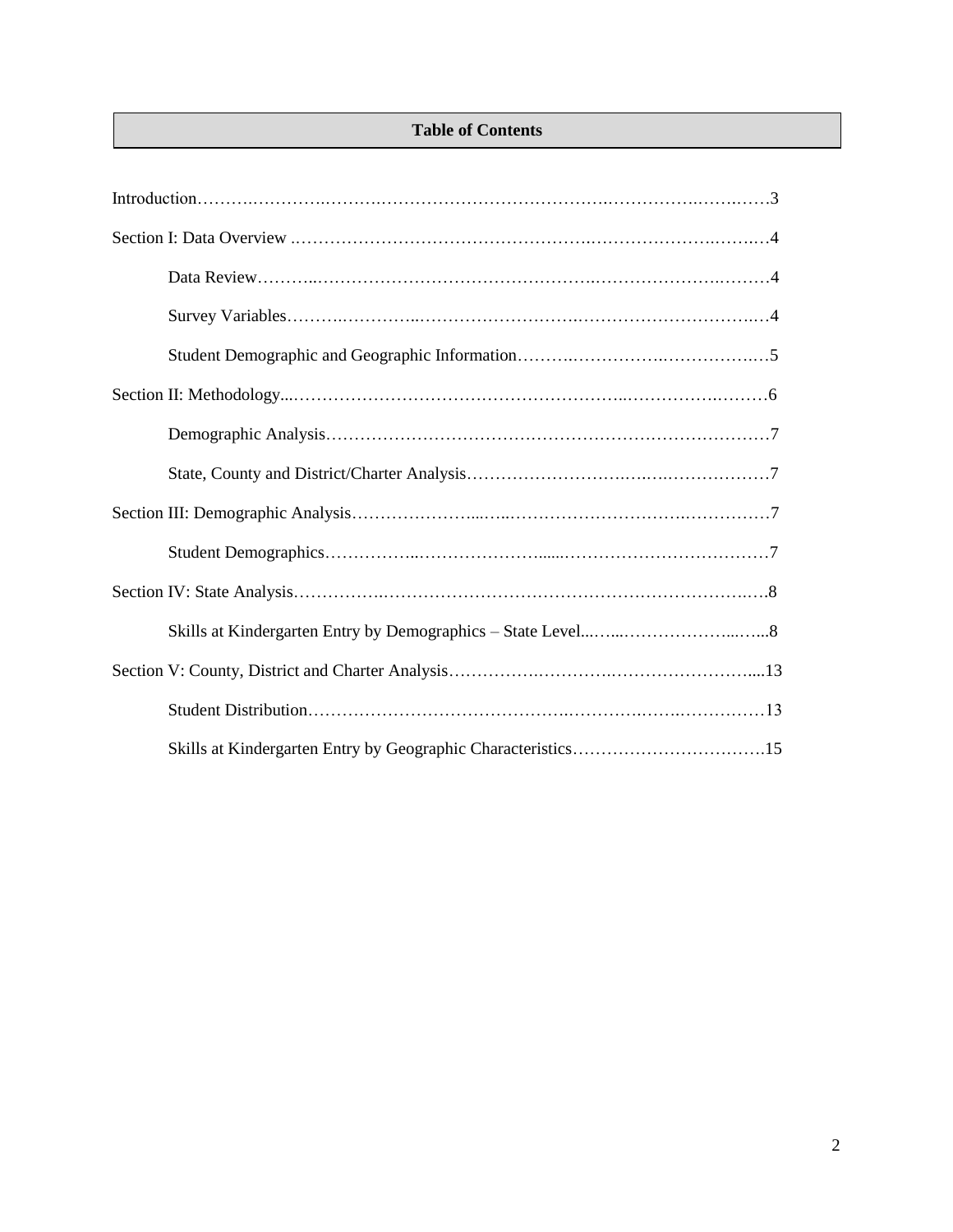# Table of Contents

Introduction……………………………………………………………………………………3

Section I: Data Overview ………………………………………………………………………4

- Data Review…………………………………………………………………………………4
- Survey Variables……………………………………………………………………………4
- Student Demographic and Geographic Information…………………………………………5

Section II: Methodology…………………………………………………………………………6

- Demographic Analysis………………………………………………………………………7
- State, County and District/Charter Analysis…………………………………………………7

Section III: Demographic Analysis………………………………………………………………7

- Student Demographics………………………………………………………………………7

Section IV: State Analysis…………………………………………………………………………8

- Skills at Kindergarten Entry by Demographics – State Level……………………………………8

Section V: County, District and Charter Analysis…………………………………………………13

- Student Distribution…………………………………………………………………………13
- Skills at Kindergarten Entry by Geographic Characteristics……………………………………15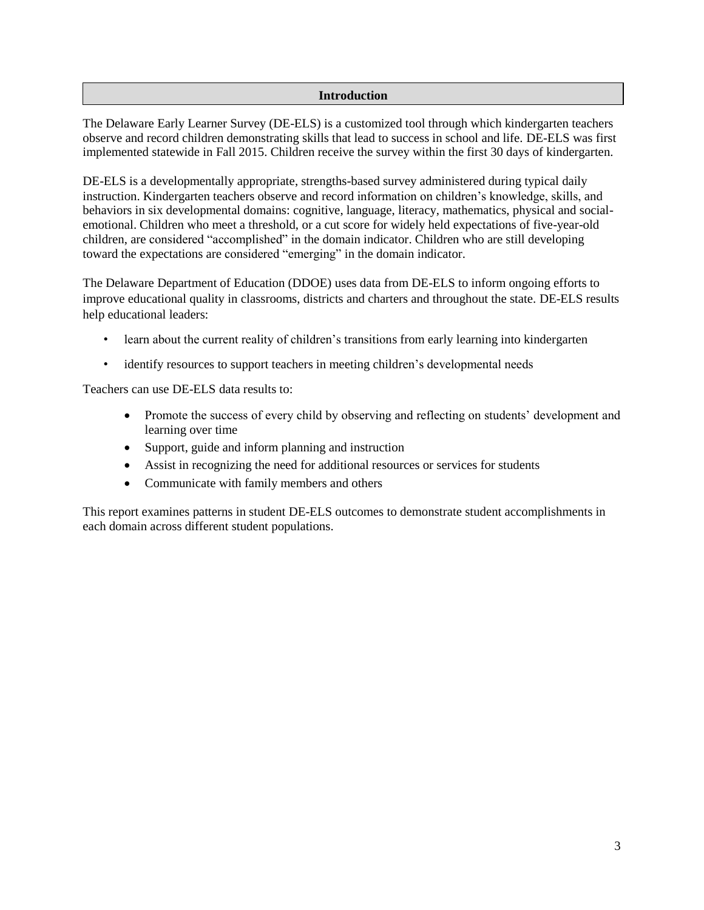## Introduction

The Delaware Early Learner Survey (DE-ELS) is a customized tool through which kindergarten teachers observe and record children demonstrating skills that lead to success in school and life. DE-ELS was first implemented statewide in Fall 2015. Children receive the survey within the first 30 days of kindergarten.

DE-ELS is a developmentally appropriate, strengths-based survey administered during typical daily instruction. Kindergarten teachers observe and record information on children's knowledge, skills, and behaviors in six developmental domains: cognitive, language, literacy, mathematics, physical and social-emotional. Children who meet a threshold, or a cut score for widely held expectations of five-year-old children, are considered "accomplished" in the domain indicator. Children who are still developing toward the expectations are considered "emerging" in the domain indicator.

The Delaware Department of Education (DDOE) uses data from DE-ELS to inform ongoing efforts to improve educational quality in classrooms, districts and charters and throughout the state. DE-ELS results help educational leaders:

- learn about the current reality of children's transitions from early learning into kindergarten
- identify resources to support teachers in meeting children's developmental needs

Teachers can use DE-ELS data results to:

- Promote the success of every child by observing and reflecting on students' development and learning over time
- Support, guide and inform planning and instruction
- Assist in recognizing the need for additional resources or services for students
- Communicate with family members and others

This report examines patterns in student DE-ELS outcomes to demonstrate student accomplishments in each domain across different student populations.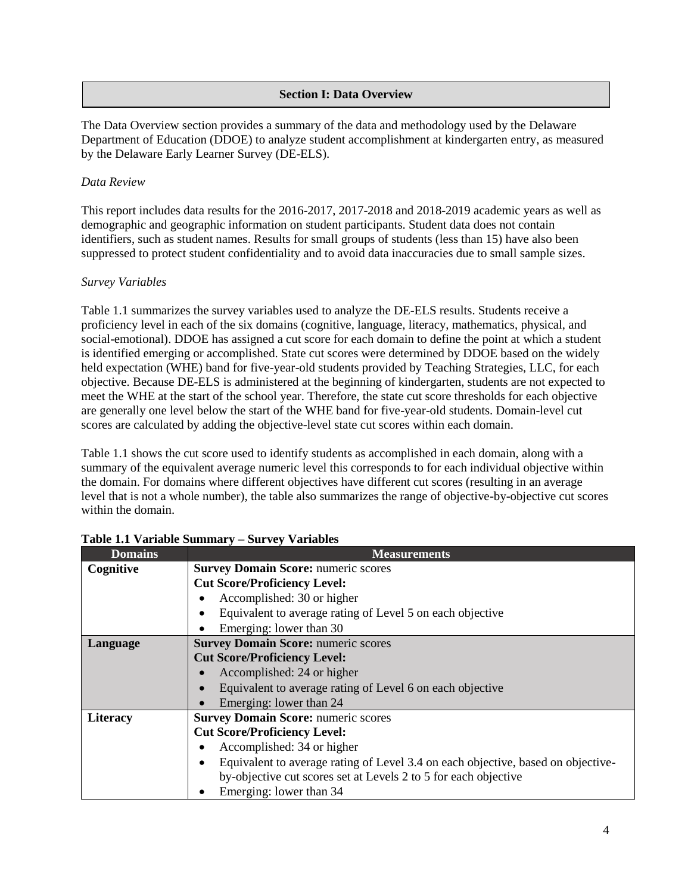## Section I: Data Overview

The Data Overview section provides a summary of the data and methodology used by the Delaware Department of Education (DDOE) to analyze student accomplishment at kindergarten entry, as measured by the Delaware Early Learner Survey (DE-ELS).

*Data Review*

This report includes data results for the 2016-2017, 2017-2018 and 2018-2019 academic years as well as demographic and geographic information on student participants. Student data does not contain identifiers, such as student names. Results for small groups of students (less than 15) have also been suppressed to protect student confidentiality and to avoid data inaccuracies due to small sample sizes.

*Survey Variables*

Table 1.1 summarizes the survey variables used to analyze the DE-ELS results. Students receive a proficiency level in each of the six domains (cognitive, language, literacy, mathematics, physical, and social-emotional). DDOE has assigned a cut score for each domain to define the point at which a student is identified emerging or accomplished. State cut scores were determined by DDOE based on the widely held expectation (WHE) band for five-year-old students provided by Teaching Strategies, LLC, for each objective. Because DE-ELS is administered at the beginning of kindergarten, students are not expected to meet the WHE at the start of the school year. Therefore, the state cut score thresholds for each objective are generally one level below the start of the WHE band for five-year-old students. Domain-level cut scores are calculated by adding the objective-level state cut scores within each domain.

Table 1.1 shows the cut score used to identify students as accomplished in each domain, along with a summary of the equivalent average numeric level this corresponds to for each individual objective within the domain. For domains where different objectives have different cut scores (resulting in an average level that is not a whole number), the table also summarizes the range of objective-by-objective cut scores within the domain.

**Table 1.1 Variable Summary – Survey Variables**

| Domains | Measurements |
|---|---|
| **Cognitive** | **Survey Domain Score:** numeric scores<br>**Cut Score/Proficiency Level:**<br>• Accomplished: 30 or higher<br>• Equivalent to average rating of Level 5 on each objective<br>• Emerging: lower than 30 |
| **Language** | **Survey Domain Score:** numeric scores<br>**Cut Score/Proficiency Level:**<br>• Accomplished: 24 or higher<br>• Equivalent to average rating of Level 6 on each objective<br>• Emerging: lower than 24 |
| **Literacy** | **Survey Domain Score:** numeric scores<br>**Cut Score/Proficiency Level:**<br>• Accomplished: 34 or higher<br>• Equivalent to average rating of Level 3.4 on each objective, based on objective-by-objective cut scores set at Levels 2 to 5 for each objective<br>• Emerging: lower than 34 |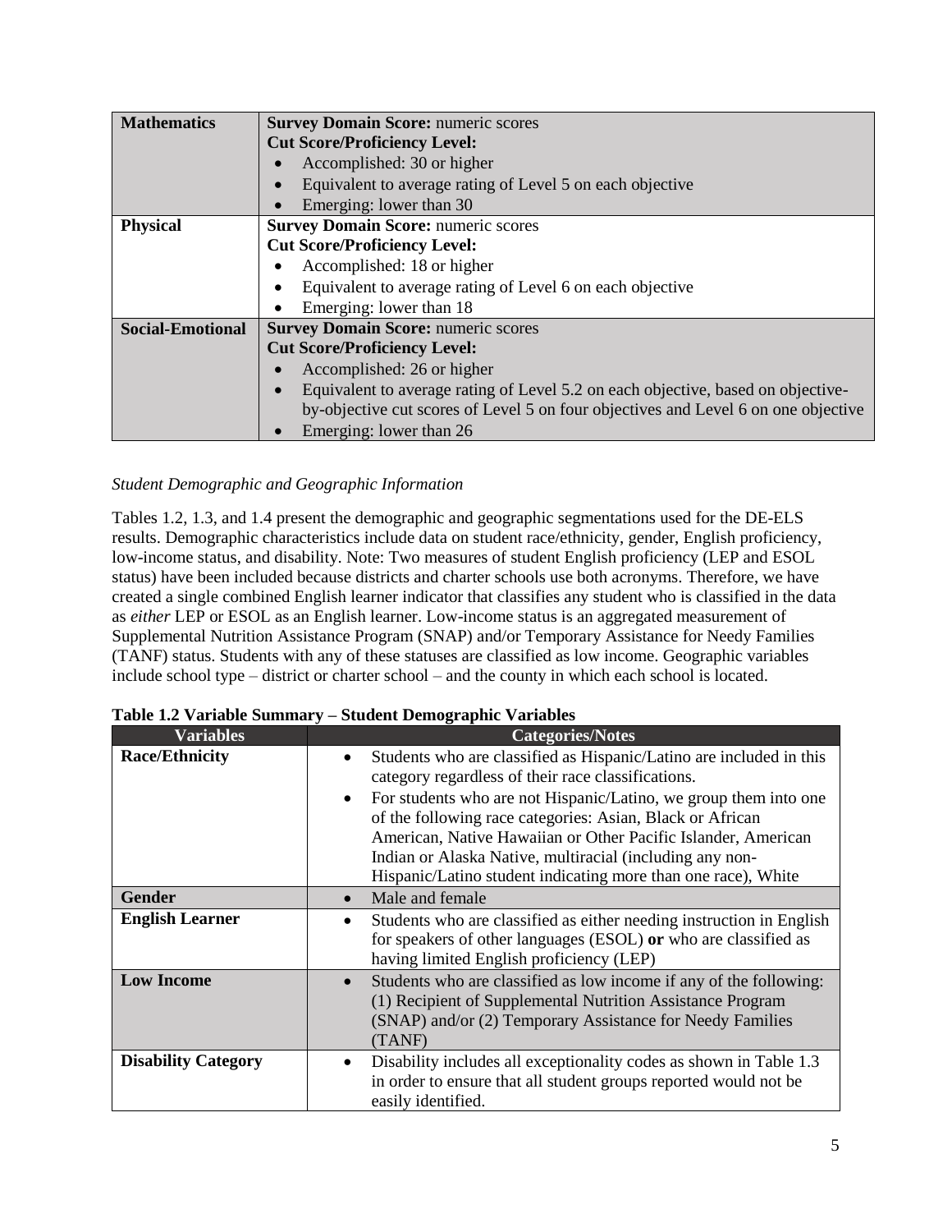| | |
|---|---|
| **Mathematics** | **Survey Domain Score:** numeric scores<br>**Cut Score/Proficiency Level:**<br>• Accomplished: 30 or higher<br>• Equivalent to average rating of Level 5 on each objective<br>• Emerging: lower than 30 |
| **Physical** | **Survey Domain Score:** numeric scores<br>**Cut Score/Proficiency Level:**<br>• Accomplished: 18 or higher<br>• Equivalent to average rating of Level 6 on each objective<br>• Emerging: lower than 18 |
| **Social-Emotional** | **Survey Domain Score:** numeric scores<br>**Cut Score/Proficiency Level:**<br>• Accomplished: 26 or higher<br>• Equivalent to average rating of Level 5.2 on each objective, based on objective-by-objective cut scores of Level 5 on four objectives and Level 6 on one objective<br>• Emerging: lower than 26 |

*Student Demographic and Geographic Information*

Tables 1.2, 1.3, and 1.4 present the demographic and geographic segmentations used for the DE-ELS results. Demographic characteristics include data on student race/ethnicity, gender, English proficiency, low-income status, and disability. Note: Two measures of student English proficiency (LEP and ESOL status) have been included because districts and charter schools use both acronyms. Therefore, we have created a single combined English learner indicator that classifies any student who is classified in the data as *either* LEP or ESOL as an English learner. Low-income status is an aggregated measurement of Supplemental Nutrition Assistance Program (SNAP) and/or Temporary Assistance for Needy Families (TANF) status. Students with any of these statuses are classified as low income. Geographic variables include school type – district or charter school – and the county in which each school is located.

**Table 1.2 Variable Summary – Student Demographic Variables**

| Variables | Categories/Notes |
|---|---|
| **Race/Ethnicity** | • Students who are classified as Hispanic/Latino are included in this category regardless of their race classifications.<br>• For students who are not Hispanic/Latino, we group them into one of the following race categories: Asian, Black or African American, Native Hawaiian or Other Pacific Islander, American Indian or Alaska Native, multiracial (including any non-Hispanic/Latino student indicating more than one race), White |
| **Gender** | • Male and female |
| **English Learner** | • Students who are classified as either needing instruction in English for speakers of other languages (ESOL) **or** who are classified as having limited English proficiency (LEP) |
| **Low Income** | • Students who are classified as low income if any of the following: (1) Recipient of Supplemental Nutrition Assistance Program (SNAP) and/or (2) Temporary Assistance for Needy Families (TANF) |
| **Disability Category** | • Disability includes all exceptionality codes as shown in Table 1.3 in order to ensure that all student groups reported would not be easily identified. |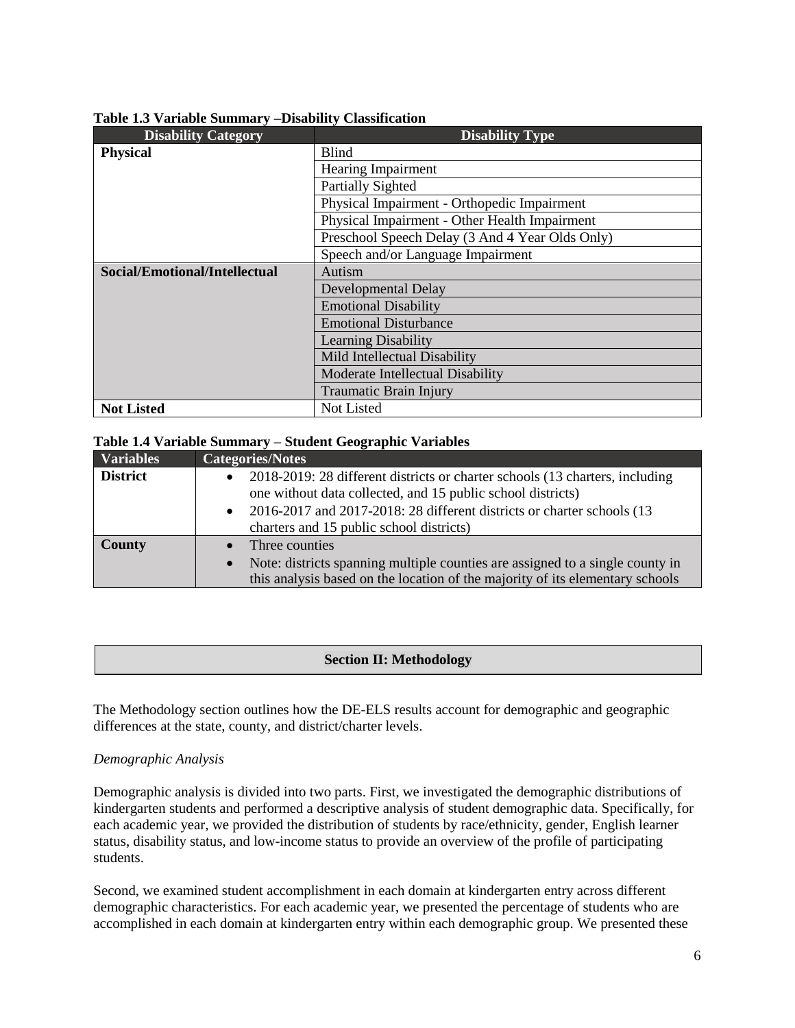**Table 1.3 Variable Summary –Disability Classification**

| Disability Category | Disability Type |
| --- | --- |
| **Physical** | Blind |
| | Hearing Impairment |
| | Partially Sighted |
| | Physical Impairment - Orthopedic Impairment |
| | Physical Impairment - Other Health Impairment |
| | Preschool Speech Delay (3 And 4 Year Olds Only) |
| | Speech and/or Language Impairment |
| **Social/Emotional/Intellectual** | Autism |
| | Developmental Delay |
| | Emotional Disability |
| | Emotional Disturbance |
| | Learning Disability |
| | Mild Intellectual Disability |
| | Moderate Intellectual Disability |
| | Traumatic Brain Injury |
| **Not Listed** | Not Listed |

**Table 1.4 Variable Summary – Student Geographic Variables**

| Variables | Categories/Notes |
| --- | --- |
| **District** | • 2018-2019: 28 different districts or charter schools (13 charters, including one without data collected, and 15 public school districts)<br>• 2016-2017 and 2017-2018: 28 different districts or charter schools (13 charters and 15 public school districts) |
| **County** | • Three counties<br>• Note: districts spanning multiple counties are assigned to a single county in this analysis based on the location of the majority of its elementary schools |

## Section II: Methodology

The Methodology section outlines how the DE-ELS results account for demographic and geographic differences at the state, county, and district/charter levels.

*Demographic Analysis*

Demographic analysis is divided into two parts. First, we investigated the demographic distributions of kindergarten students and performed a descriptive analysis of student demographic data. Specifically, for each academic year, we provided the distribution of students by race/ethnicity, gender, English learner status, disability status, and low-income status to provide an overview of the profile of participating students.

Second, we examined student accomplishment in each domain at kindergarten entry across different demographic characteristics. For each academic year, we presented the percentage of students who are accomplished in each domain at kindergarten entry within each demographic group. We presented these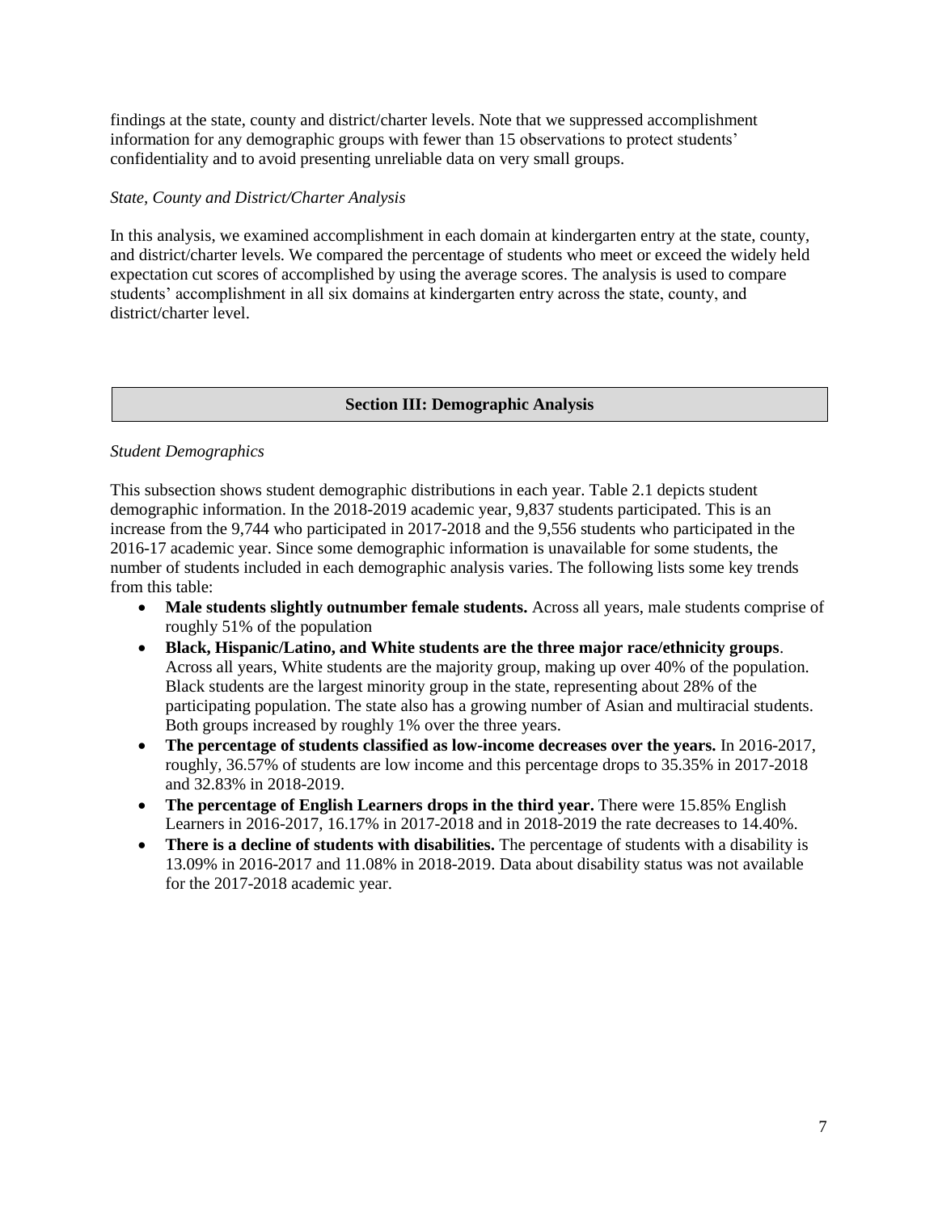findings at the state, county and district/charter levels. Note that we suppressed accomplishment information for any demographic groups with fewer than 15 observations to protect students' confidentiality and to avoid presenting unreliable data on very small groups.

*State, County and District/Charter Analysis*

In this analysis, we examined accomplishment in each domain at kindergarten entry at the state, county, and district/charter levels. We compared the percentage of students who meet or exceed the widely held expectation cut scores of accomplished by using the average scores. The analysis is used to compare students' accomplishment in all six domains at kindergarten entry across the state, county, and district/charter level.

## Section III: Demographic Analysis

*Student Demographics*

This subsection shows student demographic distributions in each year. Table 2.1 depicts student demographic information. In the 2018-2019 academic year, 9,837 students participated. This is an increase from the 9,744 who participated in 2017-2018 and the 9,556 students who participated in the 2016-17 academic year. Since some demographic information is unavailable for some students, the number of students included in each demographic analysis varies. The following lists some key trends from this table:

- **Male students slightly outnumber female students.** Across all years, male students comprise of roughly 51% of the population
- **Black, Hispanic/Latino, and White students are the three major race/ethnicity groups**. Across all years, White students are the majority group, making up over 40% of the population. Black students are the largest minority group in the state, representing about 28% of the participating population. The state also has a growing number of Asian and multiracial students. Both groups increased by roughly 1% over the three years.
- **The percentage of students classified as low-income decreases over the years.** In 2016-2017, roughly, 36.57% of students are low income and this percentage drops to 35.35% in 2017-2018 and 32.83% in 2018-2019.
- **The percentage of English Learners drops in the third year.** There were 15.85% English Learners in 2016-2017, 16.17% in 2017-2018 and in 2018-2019 the rate decreases to 14.40%.
- **There is a decline of students with disabilities.** The percentage of students with a disability is 13.09% in 2016-2017 and 11.08% in 2018-2019. Data about disability status was not available for the 2017-2018 academic year.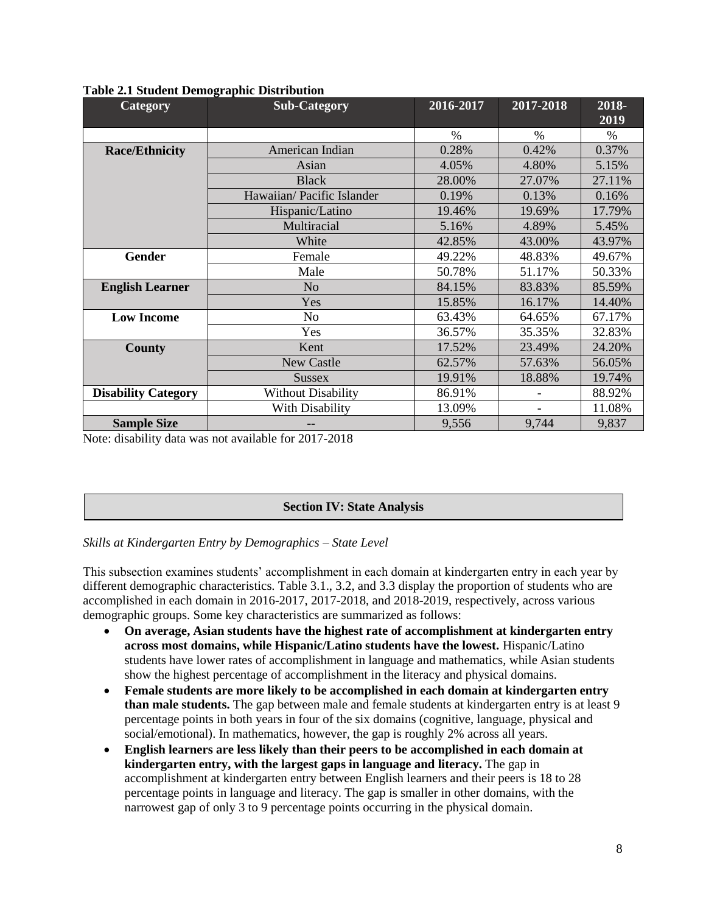**Table 2.1 Student Demographic Distribution**

| Category | Sub-Category | 2016-2017 | 2017-2018 | 2018-2019 |
|---|---|---|---|---|
| | | % | % | % |
| **Race/Ethnicity** | American Indian | 0.28% | 0.42% | 0.37% |
| | Asian | 4.05% | 4.80% | 5.15% |
| | Black | 28.00% | 27.07% | 27.11% |
| | Hawaiian/ Pacific Islander | 0.19% | 0.13% | 0.16% |
| | Hispanic/Latino | 19.46% | 19.69% | 17.79% |
| | Multiracial | 5.16% | 4.89% | 5.45% |
| | White | 42.85% | 43.00% | 43.97% |
| **Gender** | Female | 49.22% | 48.83% | 49.67% |
| | Male | 50.78% | 51.17% | 50.33% |
| **English Learner** | No | 84.15% | 83.83% | 85.59% |
| | Yes | 15.85% | 16.17% | 14.40% |
| **Low Income** | No | 63.43% | 64.65% | 67.17% |
| | Yes | 36.57% | 35.35% | 32.83% |
| **County** | Kent | 17.52% | 23.49% | 24.20% |
| | New Castle | 62.57% | 57.63% | 56.05% |
| | Sussex | 19.91% | 18.88% | 19.74% |
| **Disability Category** | Without Disability | 86.91% | - | 88.92% |
| | With Disability | 13.09% | - | 11.08% |
| **Sample Size** | -- | 9,556 | 9,744 | 9,837 |

Note: disability data was not available for 2017-2018

## Section IV: State Analysis

*Skills at Kindergarten Entry by Demographics – State Level*

This subsection examines students' accomplishment in each domain at kindergarten entry in each year by different demographic characteristics. Table 3.1., 3.2, and 3.3 display the proportion of students who are accomplished in each domain in 2016-2017, 2017-2018, and 2018-2019, respectively, across various demographic groups. Some key characteristics are summarized as follows:

- **On average, Asian students have the highest rate of accomplishment at kindergarten entry across most domains, while Hispanic/Latino students have the lowest.** Hispanic/Latino students have lower rates of accomplishment in language and mathematics, while Asian students show the highest percentage of accomplishment in the literacy and physical domains.
- **Female students are more likely to be accomplished in each domain at kindergarten entry than male students.** The gap between male and female students at kindergarten entry is at least 9 percentage points in both years in four of the six domains (cognitive, language, physical and social/emotional). In mathematics, however, the gap is roughly 2% across all years.
- **English learners are less likely than their peers to be accomplished in each domain at kindergarten entry, with the largest gaps in language and literacy.** The gap in accomplishment at kindergarten entry between English learners and their peers is 18 to 28 percentage points in language and literacy. The gap is smaller in other domains, with the narrowest gap of only 3 to 9 percentage points occurring in the physical domain.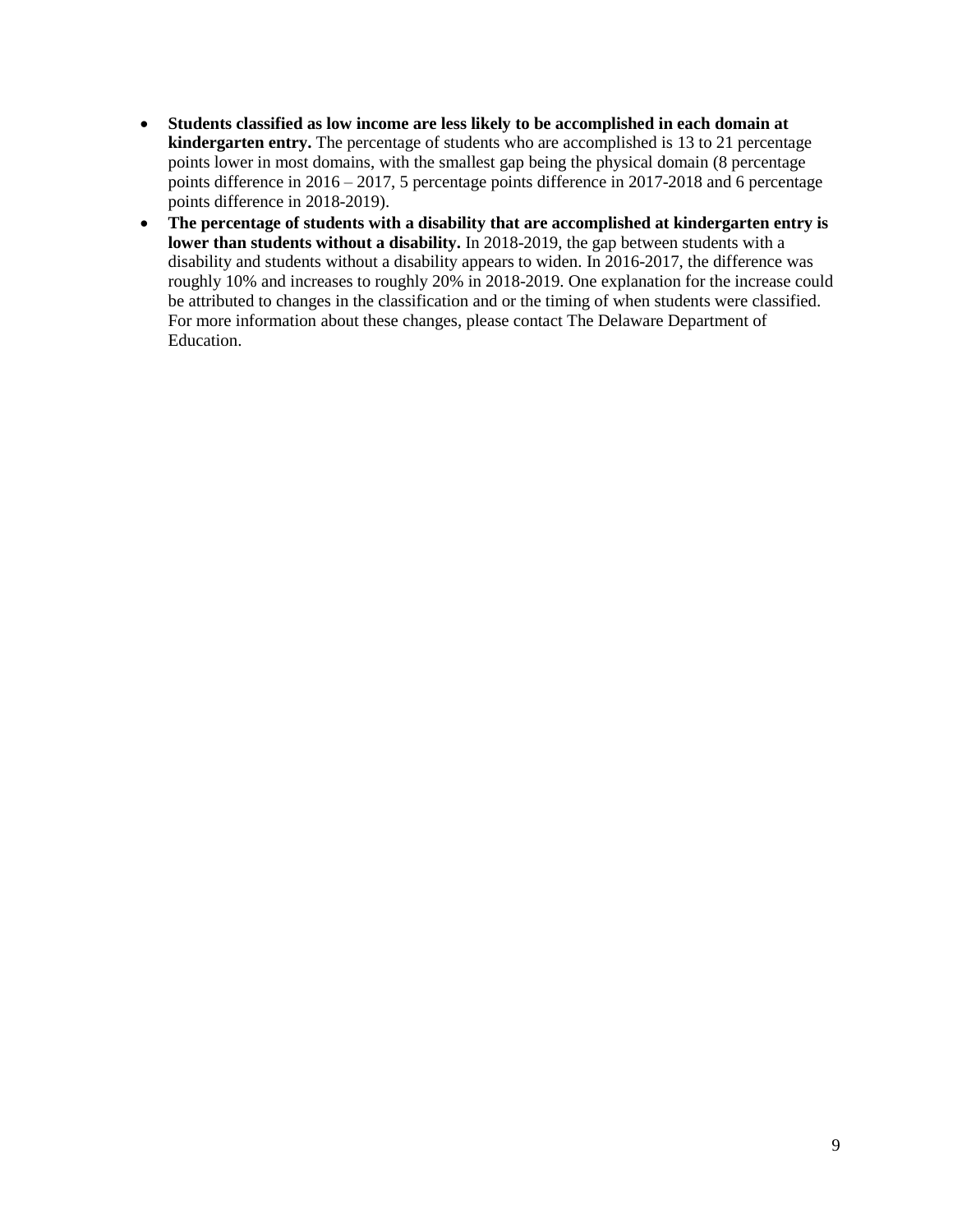- **Students classified as low income are less likely to be accomplished in each domain at kindergarten entry.** The percentage of students who are accomplished is 13 to 21 percentage points lower in most domains, with the smallest gap being the physical domain (8 percentage points difference in 2016 – 2017, 5 percentage points difference in 2017-2018 and 6 percentage points difference in 2018-2019).
- **The percentage of students with a disability that are accomplished at kindergarten entry is lower than students without a disability.** In 2018-2019, the gap between students with a disability and students without a disability appears to widen. In 2016-2017, the difference was roughly 10% and increases to roughly 20% in 2018-2019. One explanation for the increase could be attributed to changes in the classification and or the timing of when students were classified. For more information about these changes, please contact The Delaware Department of Education.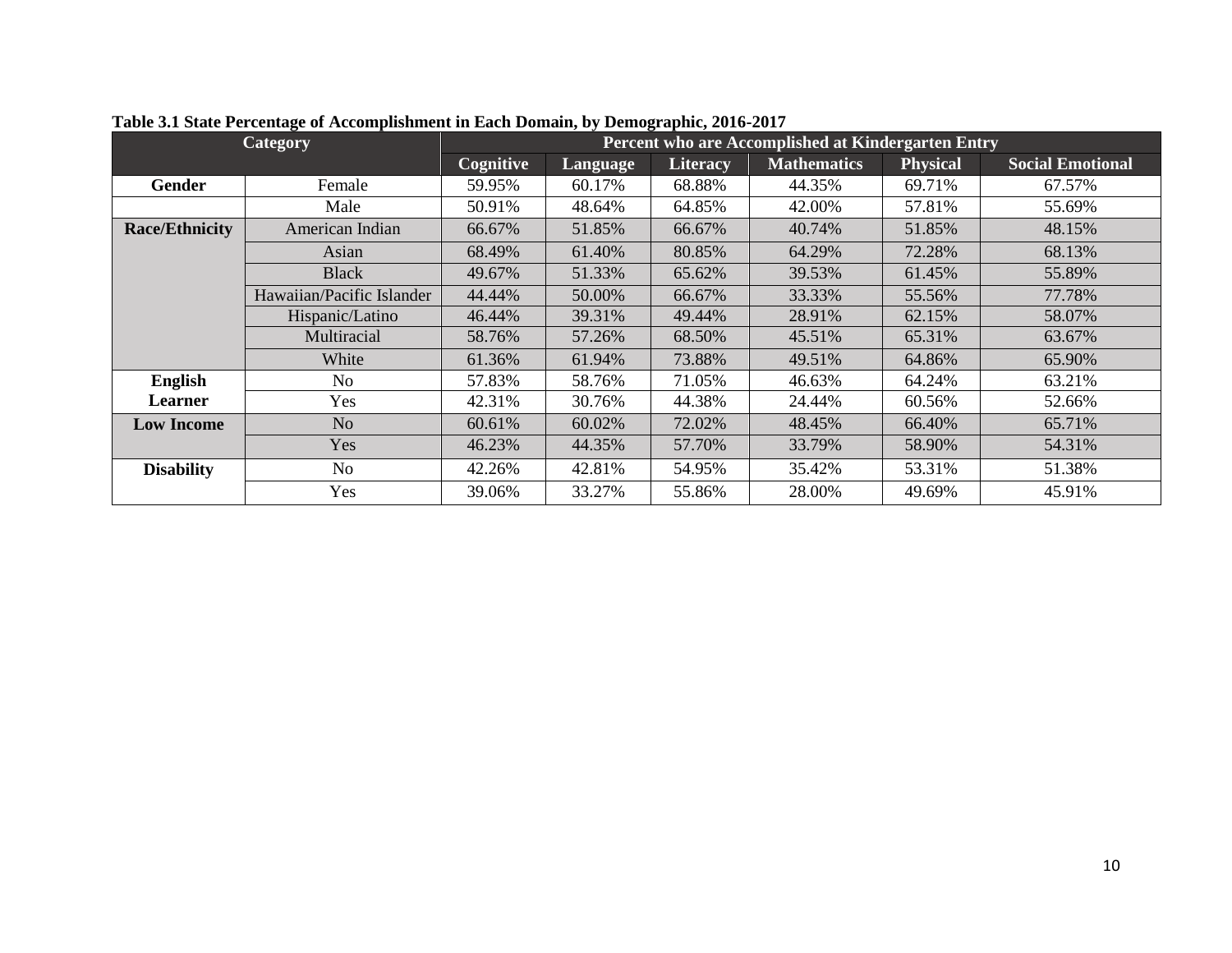**Table 3.1 State Percentage of Accomplishment in Each Domain, by Demographic, 2016-2017**

| Category | | Percent who are Accomplished at Kindergarten Entry | | | | | |
|---|---|---|---|---|---|---|---|
| | | Cognitive | Language | Literacy | Mathematics | Physical | Social Emotional |
| **Gender** | Female | 59.95% | 60.17% | 68.88% | 44.35% | 69.71% | 67.57% |
| | Male | 50.91% | 48.64% | 64.85% | 42.00% | 57.81% | 55.69% |
| **Race/Ethnicity** | American Indian | 66.67% | 51.85% | 66.67% | 40.74% | 51.85% | 48.15% |
| | Asian | 68.49% | 61.40% | 80.85% | 64.29% | 72.28% | 68.13% |
| | Black | 49.67% | 51.33% | 65.62% | 39.53% | 61.45% | 55.89% |
| | Hawaiian/Pacific Islander | 44.44% | 50.00% | 66.67% | 33.33% | 55.56% | 77.78% |
| | Hispanic/Latino | 46.44% | 39.31% | 49.44% | 28.91% | 62.15% | 58.07% |
| | Multiracial | 58.76% | 57.26% | 68.50% | 45.51% | 65.31% | 63.67% |
| | White | 61.36% | 61.94% | 73.88% | 49.51% | 64.86% | 65.90% |
| **English Learner** | No | 57.83% | 58.76% | 71.05% | 46.63% | 64.24% | 63.21% |
| | Yes | 42.31% | 30.76% | 44.38% | 24.44% | 60.56% | 52.66% |
| **Low Income** | No | 60.61% | 60.02% | 72.02% | 48.45% | 66.40% | 65.71% |
| | Yes | 46.23% | 44.35% | 57.70% | 33.79% | 58.90% | 54.31% |
| **Disability** | No | 42.26% | 42.81% | 54.95% | 35.42% | 53.31% | 51.38% |
| | Yes | 39.06% | 33.27% | 55.86% | 28.00% | 49.69% | 45.91% |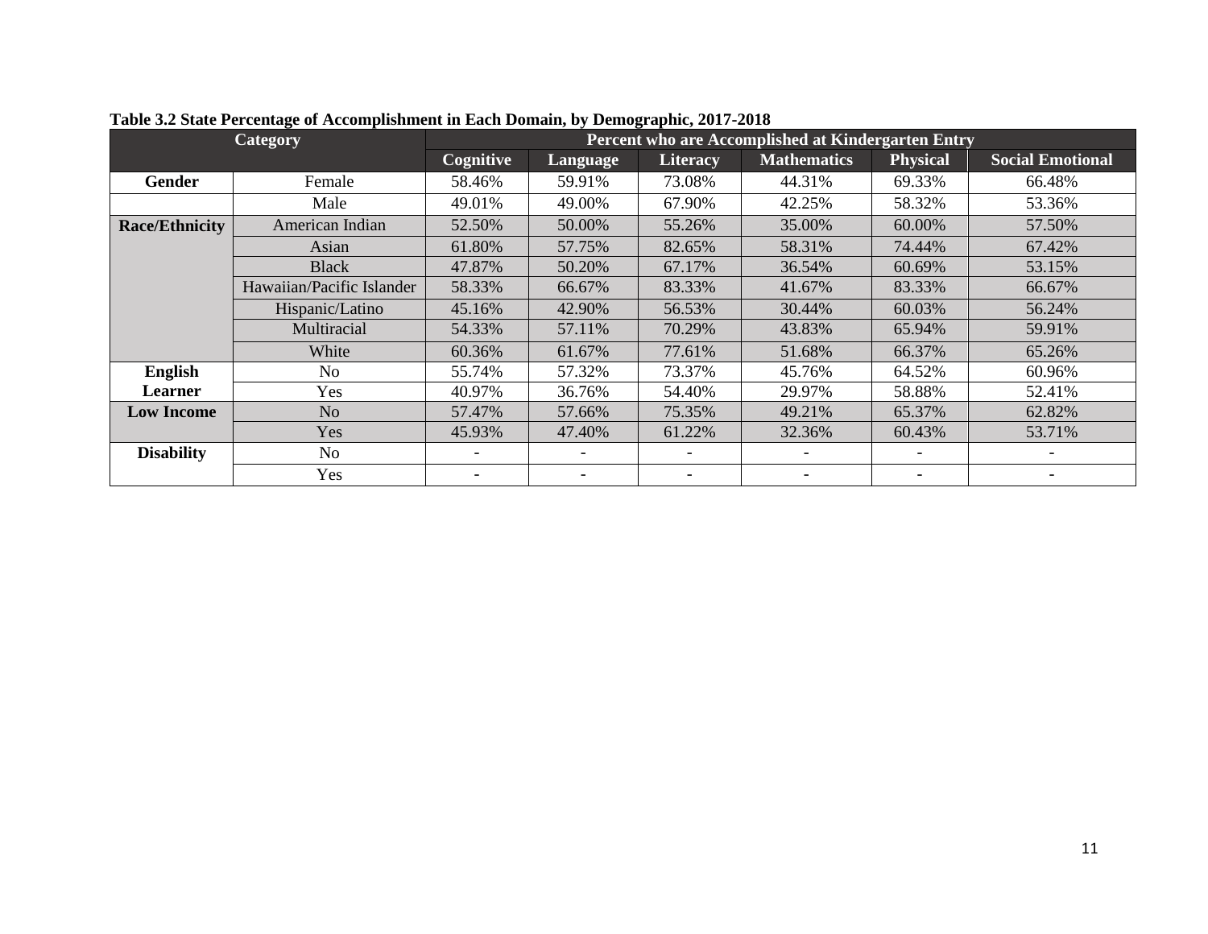**Table 3.2 State Percentage of Accomplishment in Each Domain, by Demographic, 2017-2018**

| Category | | Percent who are Accomplished at Kindergarten Entry | | | | | |
|---|---|---|---|---|---|---|---|
| | | Cognitive | Language | Literacy | Mathematics | Physical | Social Emotional |
| **Gender** | Female | 58.46% | 59.91% | 73.08% | 44.31% | 69.33% | 66.48% |
| | Male | 49.01% | 49.00% | 67.90% | 42.25% | 58.32% | 53.36% |
| **Race/Ethnicity** | American Indian | 52.50% | 50.00% | 55.26% | 35.00% | 60.00% | 57.50% |
| | Asian | 61.80% | 57.75% | 82.65% | 58.31% | 74.44% | 67.42% |
| | Black | 47.87% | 50.20% | 67.17% | 36.54% | 60.69% | 53.15% |
| | Hawaiian/Pacific Islander | 58.33% | 66.67% | 83.33% | 41.67% | 83.33% | 66.67% |
| | Hispanic/Latino | 45.16% | 42.90% | 56.53% | 30.44% | 60.03% | 56.24% |
| | Multiracial | 54.33% | 57.11% | 70.29% | 43.83% | 65.94% | 59.91% |
| | White | 60.36% | 61.67% | 77.61% | 51.68% | 66.37% | 65.26% |
| **English Learner** | No | 55.74% | 57.32% | 73.37% | 45.76% | 64.52% | 60.96% |
| | Yes | 40.97% | 36.76% | 54.40% | 29.97% | 58.88% | 52.41% |
| **Low Income** | No | 57.47% | 57.66% | 75.35% | 49.21% | 65.37% | 62.82% |
| | Yes | 45.93% | 47.40% | 61.22% | 32.36% | 60.43% | 53.71% |
| **Disability** | No | - | - | - | - | - | - |
| | Yes | - | - | - | - | - | - |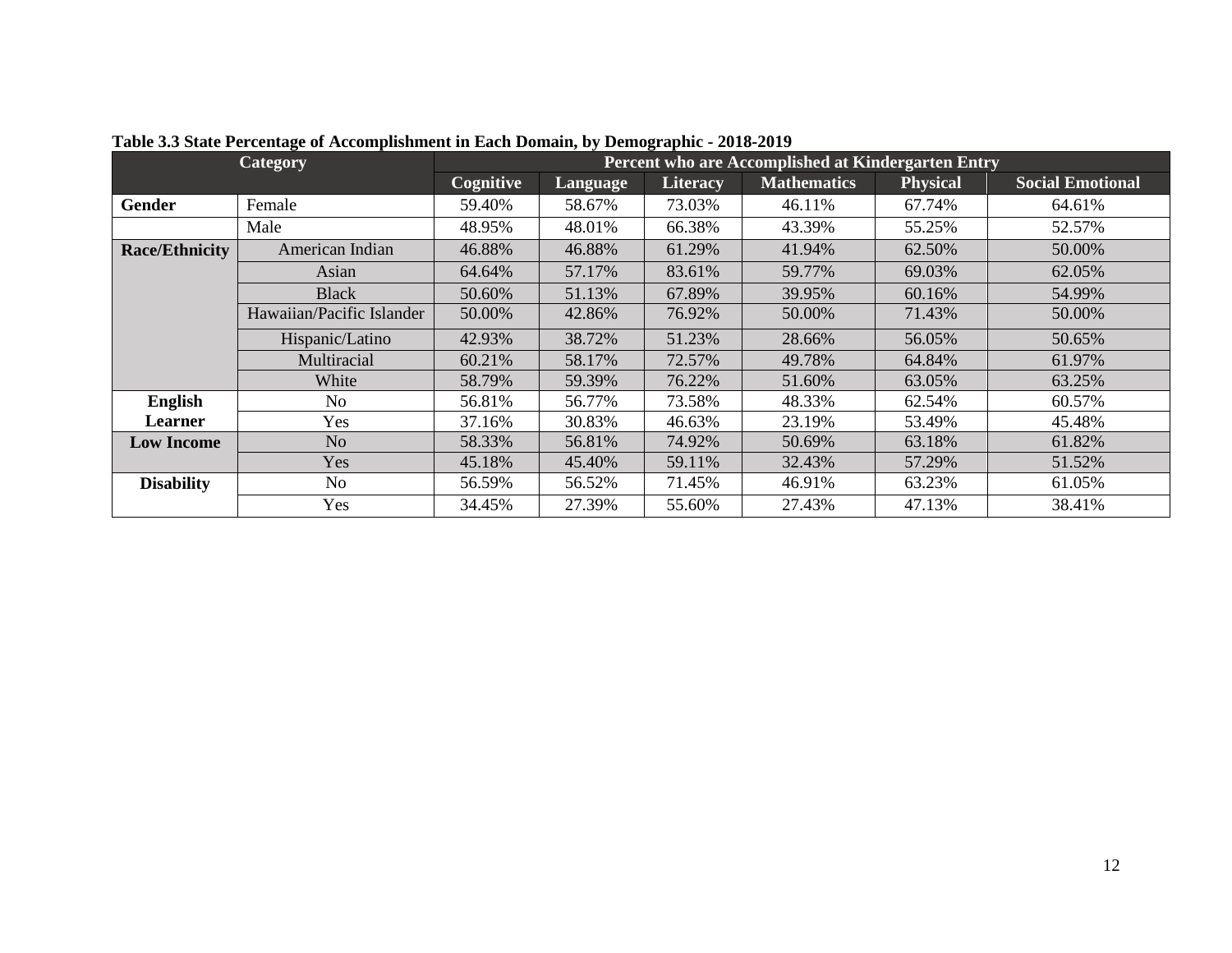**Table 3.3 State Percentage of Accomplishment in Each Domain, by Demographic - 2018-2019**

| Category | | Percent who are Accomplished at Kindergarten Entry | | | | | |
|---|---|---|---|---|---|---|---|
| | | Cognitive | Language | Literacy | Mathematics | Physical | Social Emotional |
| **Gender** | Female | 59.40% | 58.67% | 73.03% | 46.11% | 67.74% | 64.61% |
| | Male | 48.95% | 48.01% | 66.38% | 43.39% | 55.25% | 52.57% |
| **Race/Ethnicity** | American Indian | 46.88% | 46.88% | 61.29% | 41.94% | 62.50% | 50.00% |
| | Asian | 64.64% | 57.17% | 83.61% | 59.77% | 69.03% | 62.05% |
| | Black | 50.60% | 51.13% | 67.89% | 39.95% | 60.16% | 54.99% |
| | Hawaiian/Pacific Islander | 50.00% | 42.86% | 76.92% | 50.00% | 71.43% | 50.00% |
| | Hispanic/Latino | 42.93% | 38.72% | 51.23% | 28.66% | 56.05% | 50.65% |
| | Multiracial | 60.21% | 58.17% | 72.57% | 49.78% | 64.84% | 61.97% |
| | White | 58.79% | 59.39% | 76.22% | 51.60% | 63.05% | 63.25% |
| **English Learner** | No | 56.81% | 56.77% | 73.58% | 48.33% | 62.54% | 60.57% |
| | Yes | 37.16% | 30.83% | 46.63% | 23.19% | 53.49% | 45.48% |
| **Low Income** | No | 58.33% | 56.81% | 74.92% | 50.69% | 63.18% | 61.82% |
| | Yes | 45.18% | 45.40% | 59.11% | 32.43% | 57.29% | 51.52% |
| **Disability** | No | 56.59% | 56.52% | 71.45% | 46.91% | 63.23% | 61.05% |
| | Yes | 34.45% | 27.39% | 55.60% | 27.43% | 47.13% | 38.41% |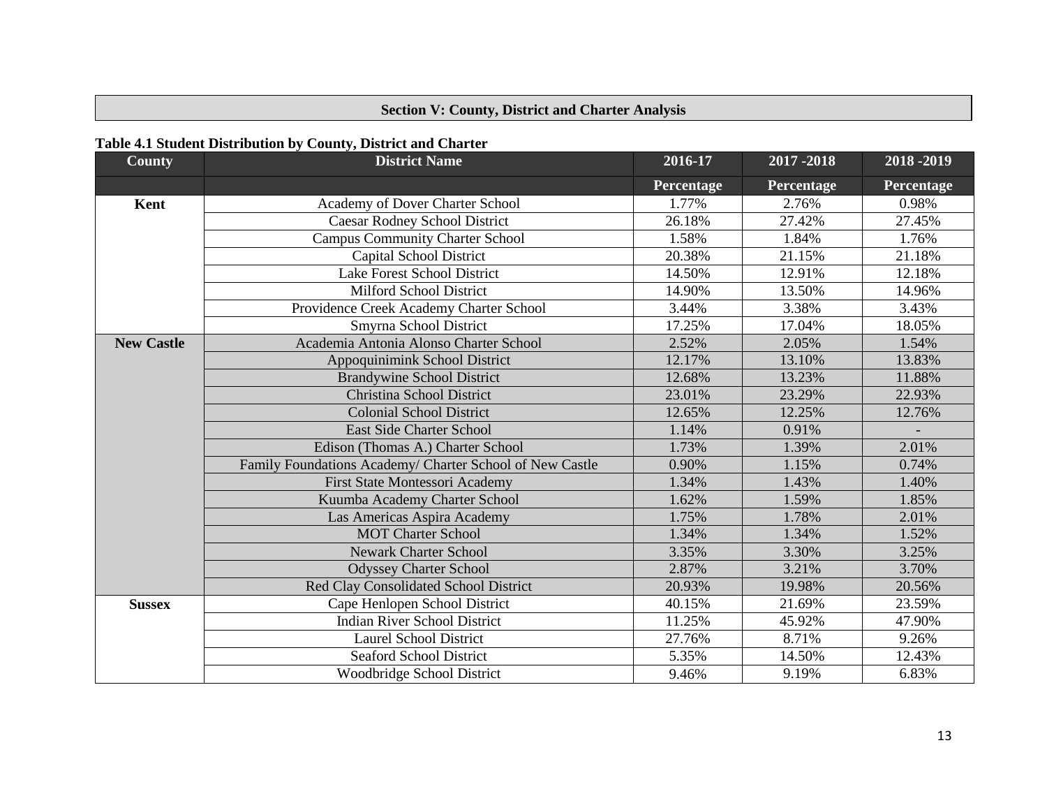## Section V: County, District and Charter Analysis

**Table 4.1 Student Distribution by County, District and Charter**

| County | District Name | 2016-17 | 2017 -2018 | 2018 -2019 |
|---|---|---|---|---|
| | | Percentage | Percentage | Percentage |
| **Kent** | Academy of Dover Charter School | 1.77% | 2.76% | 0.98% |
| | Caesar Rodney School District | 26.18% | 27.42% | 27.45% |
| | Campus Community Charter School | 1.58% | 1.84% | 1.76% |
| | Capital School District | 20.38% | 21.15% | 21.18% |
| | Lake Forest School District | 14.50% | 12.91% | 12.18% |
| | Milford School District | 14.90% | 13.50% | 14.96% |
| | Providence Creek Academy Charter School | 3.44% | 3.38% | 3.43% |
| | Smyrna School District | 17.25% | 17.04% | 18.05% |
| **New Castle** | Academia Antonia Alonso Charter School | 2.52% | 2.05% | 1.54% |
| | Appoquinimink School District | 12.17% | 13.10% | 13.83% |
| | Brandywine School District | 12.68% | 13.23% | 11.88% |
| | Christina School District | 23.01% | 23.29% | 22.93% |
| | Colonial School District | 12.65% | 12.25% | 12.76% |
| | East Side Charter School | 1.14% | 0.91% | - |
| | Edison (Thomas A.) Charter School | 1.73% | 1.39% | 2.01% |
| | Family Foundations Academy/ Charter School of New Castle | 0.90% | 1.15% | 0.74% |
| | First State Montessori Academy | 1.34% | 1.43% | 1.40% |
| | Kuumba Academy Charter School | 1.62% | 1.59% | 1.85% |
| | Las Americas Aspira Academy | 1.75% | 1.78% | 2.01% |
| | MOT Charter School | 1.34% | 1.34% | 1.52% |
| | Newark Charter School | 3.35% | 3.30% | 3.25% |
| | Odyssey Charter School | 2.87% | 3.21% | 3.70% |
| | Red Clay Consolidated School District | 20.93% | 19.98% | 20.56% |
| **Sussex** | Cape Henlopen School District | 40.15% | 21.69% | 23.59% |
| | Indian River School District | 11.25% | 45.92% | 47.90% |
| | Laurel School District | 27.76% | 8.71% | 9.26% |
| | Seaford School District | 5.35% | 14.50% | 12.43% |
| | Woodbridge School District | 9.46% | 9.19% | 6.83% |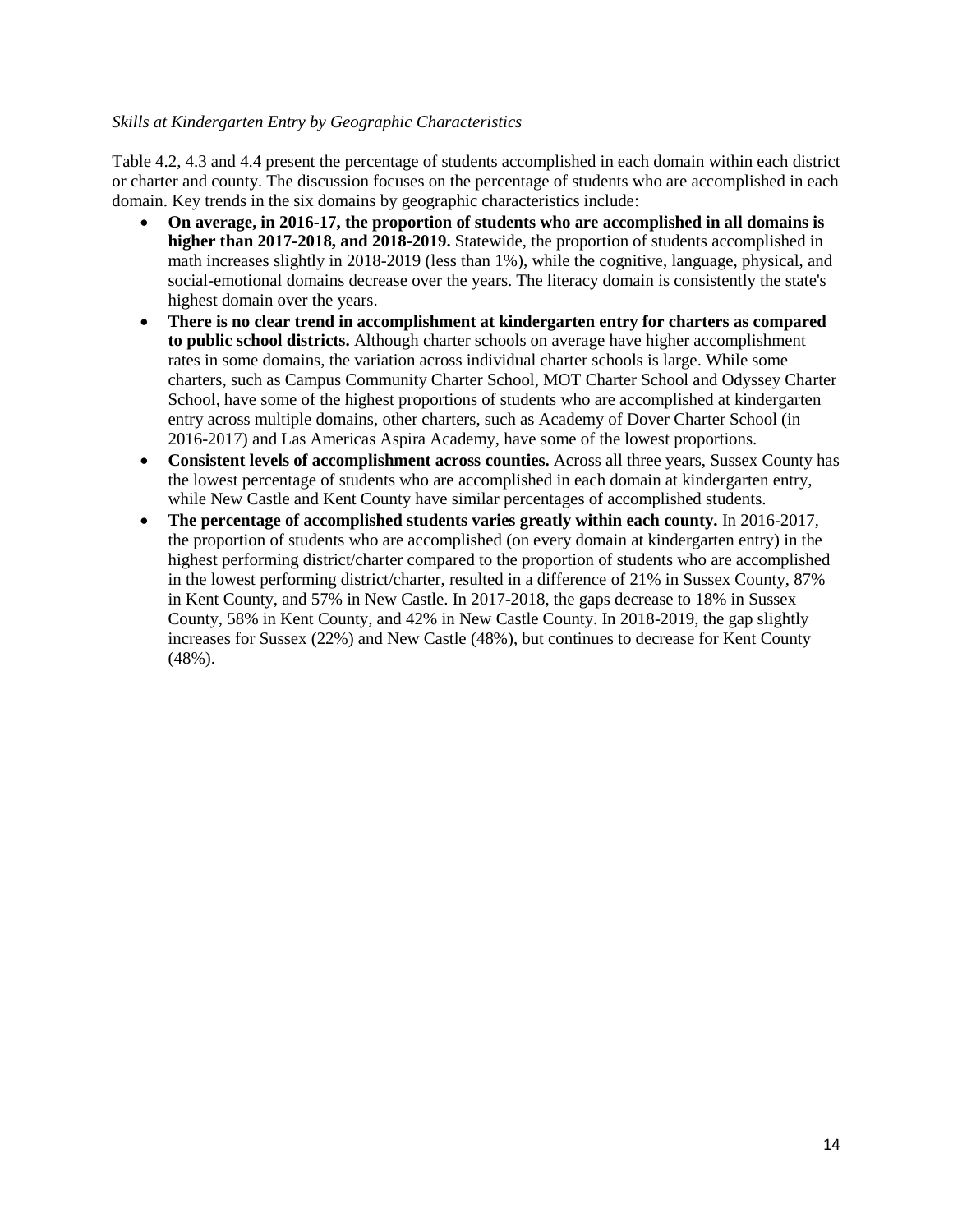*Skills at Kindergarten Entry by Geographic Characteristics*

Table 4.2, 4.3 and 4.4 present the percentage of students accomplished in each domain within each district or charter and county. The discussion focuses on the percentage of students who are accomplished in each domain. Key trends in the six domains by geographic characteristics include:

- **On average, in 2016-17, the proportion of students who are accomplished in all domains is higher than 2017-2018, and 2018-2019.** Statewide, the proportion of students accomplished in math increases slightly in 2018-2019 (less than 1%), while the cognitive, language, physical, and social-emotional domains decrease over the years. The literacy domain is consistently the state's highest domain over the years.
- **There is no clear trend in accomplishment at kindergarten entry for charters as compared to public school districts.** Although charter schools on average have higher accomplishment rates in some domains, the variation across individual charter schools is large. While some charters, such as Campus Community Charter School, MOT Charter School and Odyssey Charter School, have some of the highest proportions of students who are accomplished at kindergarten entry across multiple domains, other charters, such as Academy of Dover Charter School (in 2016-2017) and Las Americas Aspira Academy, have some of the lowest proportions.
- **Consistent levels of accomplishment across counties.** Across all three years, Sussex County has the lowest percentage of students who are accomplished in each domain at kindergarten entry, while New Castle and Kent County have similar percentages of accomplished students.
- **The percentage of accomplished students varies greatly within each county.** In 2016-2017, the proportion of students who are accomplished (on every domain at kindergarten entry) in the highest performing district/charter compared to the proportion of students who are accomplished in the lowest performing district/charter, resulted in a difference of 21% in Sussex County, 87% in Kent County, and 57% in New Castle. In 2017-2018, the gaps decrease to 18% in Sussex County, 58% in Kent County, and 42% in New Castle County. In 2018-2019, the gap slightly increases for Sussex (22%) and New Castle (48%), but continues to decrease for Kent County (48%).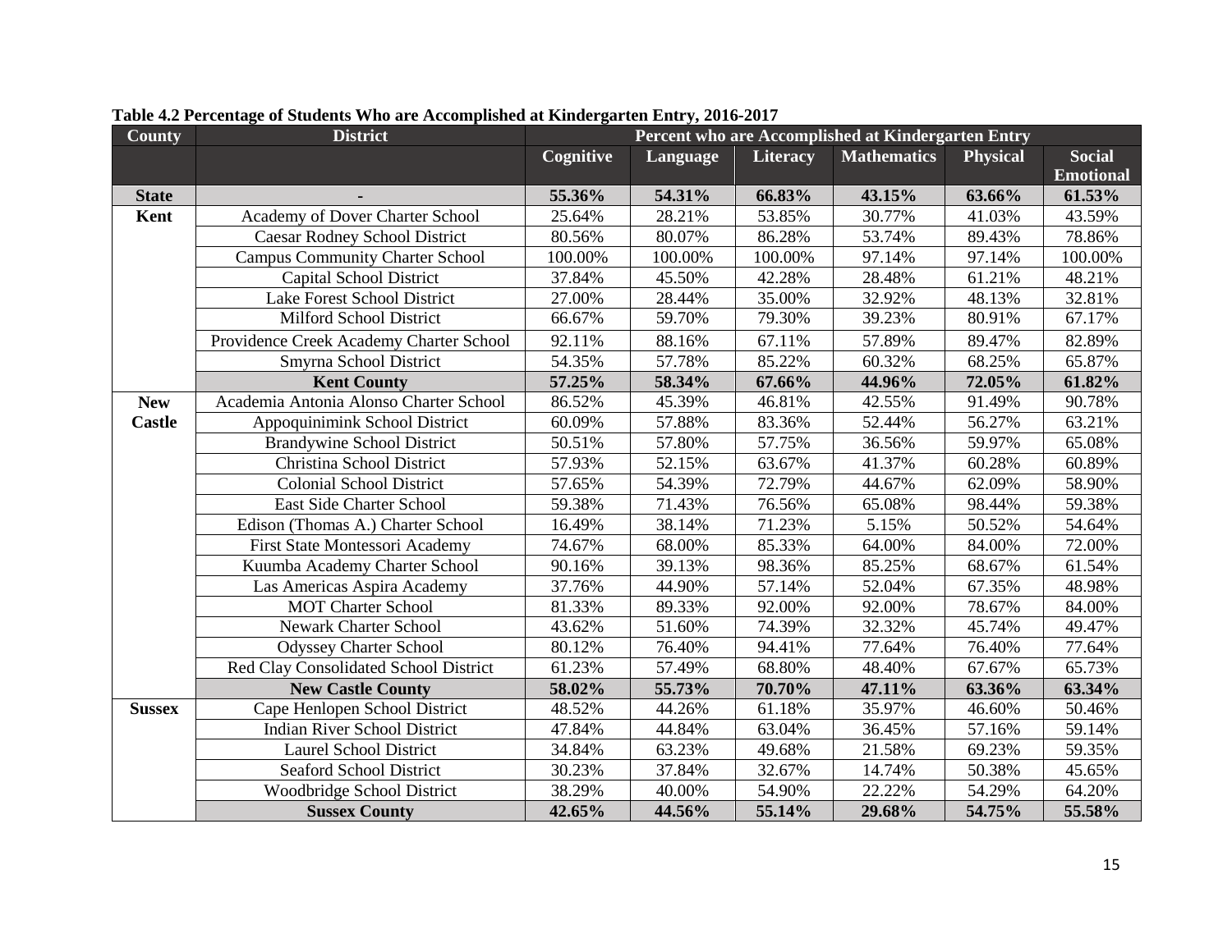**Table 4.2 Percentage of Students Who are Accomplished at Kindergarten Entry, 2016-2017**

| County | District | Percent who are Accomplished at Kindergarten Entry | | | | | |
|---|---|---|---|---|---|---|---|
| | | **Cognitive** | **Language** | **Literacy** | **Mathematics** | **Physical** | **Social Emotional** |
| **State** | **-** | **55.36%** | **54.31%** | **66.83%** | **43.15%** | **63.66%** | **61.53%** |
| **Kent** | Academy of Dover Charter School | 25.64% | 28.21% | 53.85% | 30.77% | 41.03% | 43.59% |
| | Caesar Rodney School District | 80.56% | 80.07% | 86.28% | 53.74% | 89.43% | 78.86% |
| | Campus Community Charter School | 100.00% | 100.00% | 100.00% | 97.14% | 97.14% | 100.00% |
| | Capital School District | 37.84% | 45.50% | 42.28% | 28.48% | 61.21% | 48.21% |
| | Lake Forest School District | 27.00% | 28.44% | 35.00% | 32.92% | 48.13% | 32.81% |
| | Milford School District | 66.67% | 59.70% | 79.30% | 39.23% | 80.91% | 67.17% |
| | Providence Creek Academy Charter School | 92.11% | 88.16% | 67.11% | 57.89% | 89.47% | 82.89% |
| | Smyrna School District | 54.35% | 57.78% | 85.22% | 60.32% | 68.25% | 65.87% |
| | **Kent County** | **57.25%** | **58.34%** | **67.66%** | **44.96%** | **72.05%** | **61.82%** |
| **New Castle** | Academia Antonia Alonso Charter School | 86.52% | 45.39% | 46.81% | 42.55% | 91.49% | 90.78% |
| | Appoquinimink School District | 60.09% | 57.88% | 83.36% | 52.44% | 56.27% | 63.21% |
| | Brandywine School District | 50.51% | 57.80% | 57.75% | 36.56% | 59.97% | 65.08% |
| | Christina School District | 57.93% | 52.15% | 63.67% | 41.37% | 60.28% | 60.89% |
| | Colonial School District | 57.65% | 54.39% | 72.79% | 44.67% | 62.09% | 58.90% |
| | East Side Charter School | 59.38% | 71.43% | 76.56% | 65.08% | 98.44% | 59.38% |
| | Edison (Thomas A.) Charter School | 16.49% | 38.14% | 71.23% | 5.15% | 50.52% | 54.64% |
| | First State Montessori Academy | 74.67% | 68.00% | 85.33% | 64.00% | 84.00% | 72.00% |
| | Kuumba Academy Charter School | 90.16% | 39.13% | 98.36% | 85.25% | 68.67% | 61.54% |
| | Las Americas Aspira Academy | 37.76% | 44.90% | 57.14% | 52.04% | 67.35% | 48.98% |
| | MOT Charter School | 81.33% | 89.33% | 92.00% | 92.00% | 78.67% | 84.00% |
| | Newark Charter School | 43.62% | 51.60% | 74.39% | 32.32% | 45.74% | 49.47% |
| | Odyssey Charter School | 80.12% | 76.40% | 94.41% | 77.64% | 76.40% | 77.64% |
| | Red Clay Consolidated School District | 61.23% | 57.49% | 68.80% | 48.40% | 67.67% | 65.73% |
| | **New Castle County** | **58.02%** | **55.73%** | **70.70%** | **47.11%** | **63.36%** | **63.34%** |
| **Sussex** | Cape Henlopen School District | 48.52% | 44.26% | 61.18% | 35.97% | 46.60% | 50.46% |
| | Indian River School District | 47.84% | 44.84% | 63.04% | 36.45% | 57.16% | 59.14% |
| | Laurel School District | 34.84% | 63.23% | 49.68% | 21.58% | 69.23% | 59.35% |
| | Seaford School District | 30.23% | 37.84% | 32.67% | 14.74% | 50.38% | 45.65% |
| | Woodbridge School District | 38.29% | 40.00% | 54.90% | 22.22% | 54.29% | 64.20% |
| | **Sussex County** | **42.65%** | **44.56%** | **55.14%** | **29.68%** | **54.75%** | **55.58%** |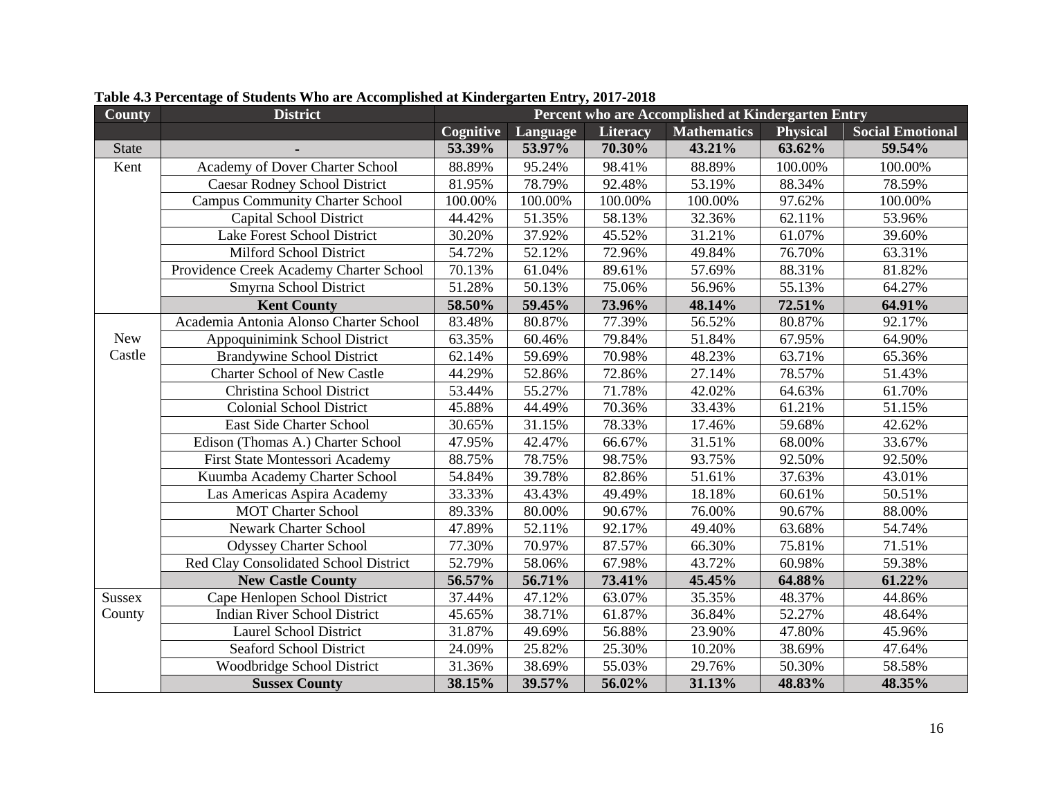**Table 4.3 Percentage of Students Who are Accomplished at Kindergarten Entry, 2017-2018**

| County | District | Percent who are Accomplished at Kindergarten Entry | | | | | |
|---|---|---|---|---|---|---|---|
| | | Cognitive | Language | Literacy | Mathematics | Physical | Social Emotional |
| State | - | **53.39%** | **53.97%** | **70.30%** | **43.21%** | **63.62%** | **59.54%** |
| Kent | Academy of Dover Charter School | 88.89% | 95.24% | 98.41% | 88.89% | 100.00% | 100.00% |
| | Caesar Rodney School District | 81.95% | 78.79% | 92.48% | 53.19% | 88.34% | 78.59% |
| | Campus Community Charter School | 100.00% | 100.00% | 100.00% | 100.00% | 97.62% | 100.00% |
| | Capital School District | 44.42% | 51.35% | 58.13% | 32.36% | 62.11% | 53.96% |
| | Lake Forest School District | 30.20% | 37.92% | 45.52% | 31.21% | 61.07% | 39.60% |
| | Milford School District | 54.72% | 52.12% | 72.96% | 49.84% | 76.70% | 63.31% |
| | Providence Creek Academy Charter School | 70.13% | 61.04% | 89.61% | 57.69% | 88.31% | 81.82% |
| | Smyrna School District | 51.28% | 50.13% | 75.06% | 56.96% | 55.13% | 64.27% |
| | **Kent County** | **58.50%** | **59.45%** | **73.96%** | **48.14%** | **72.51%** | **64.91%** |
| New Castle | Academia Antonia Alonso Charter School | 83.48% | 80.87% | 77.39% | 56.52% | 80.87% | 92.17% |
| | Appoquinimink School District | 63.35% | 60.46% | 79.84% | 51.84% | 67.95% | 64.90% |
| | Brandywine School District | 62.14% | 59.69% | 70.98% | 48.23% | 63.71% | 65.36% |
| | Charter School of New Castle | 44.29% | 52.86% | 72.86% | 27.14% | 78.57% | 51.43% |
| | Christina School District | 53.44% | 55.27% | 71.78% | 42.02% | 64.63% | 61.70% |
| | Colonial School District | 45.88% | 44.49% | 70.36% | 33.43% | 61.21% | 51.15% |
| | East Side Charter School | 30.65% | 31.15% | 78.33% | 17.46% | 59.68% | 42.62% |
| | Edison (Thomas A.) Charter School | 47.95% | 42.47% | 66.67% | 31.51% | 68.00% | 33.67% |
| | First State Montessori Academy | 88.75% | 78.75% | 98.75% | 93.75% | 92.50% | 92.50% |
| | Kuumba Academy Charter School | 54.84% | 39.78% | 82.86% | 51.61% | 37.63% | 43.01% |
| | Las Americas Aspira Academy | 33.33% | 43.43% | 49.49% | 18.18% | 60.61% | 50.51% |
| | MOT Charter School | 89.33% | 80.00% | 90.67% | 76.00% | 90.67% | 88.00% |
| | Newark Charter School | 47.89% | 52.11% | 92.17% | 49.40% | 63.68% | 54.74% |
| | Odyssey Charter School | 77.30% | 70.97% | 87.57% | 66.30% | 75.81% | 71.51% |
| | Red Clay Consolidated School District | 52.79% | 58.06% | 67.98% | 43.72% | 60.98% | 59.38% |
| | **New Castle County** | **56.57%** | **56.71%** | **73.41%** | **45.45%** | **64.88%** | **61.22%** |
| Sussex County | Cape Henlopen School District | 37.44% | 47.12% | 63.07% | 35.35% | 48.37% | 44.86% |
| | Indian River School District | 45.65% | 38.71% | 61.87% | 36.84% | 52.27% | 48.64% |
| | Laurel School District | 31.87% | 49.69% | 56.88% | 23.90% | 47.80% | 45.96% |
| | Seaford School District | 24.09% | 25.82% | 25.30% | 10.20% | 38.69% | 47.64% |
| | Woodbridge School District | 31.36% | 38.69% | 55.03% | 29.76% | 50.30% | 58.58% |
| | **Sussex County** | **38.15%** | **39.57%** | **56.02%** | **31.13%** | **48.83%** | **48.35%** |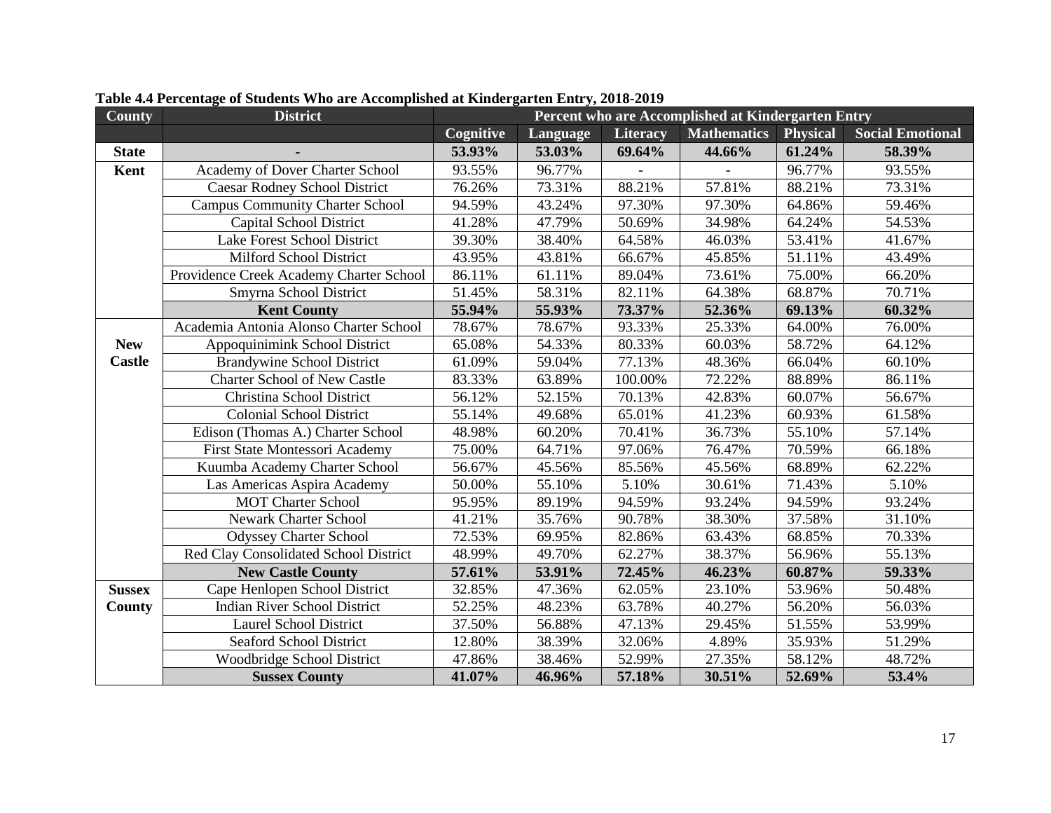**Table 4.4 Percentage of Students Who are Accomplished at Kindergarten Entry, 2018-2019**

| County | District | Percent who are Accomplished at Kindergarten Entry | | | | | |
|---|---|---|---|---|---|---|---|
| | | **Cognitive** | **Language** | **Literacy** | **Mathematics** | **Physical** | **Social Emotional** |
| **State** | - | **53.93%** | **53.03%** | **69.64%** | **44.66%** | **61.24%** | **58.39%** |
| **Kent** | Academy of Dover Charter School | 93.55% | 96.77% | - | - | 96.77% | 93.55% |
| | Caesar Rodney School District | 76.26% | 73.31% | 88.21% | 57.81% | 88.21% | 73.31% |
| | Campus Community Charter School | 94.59% | 43.24% | 97.30% | 97.30% | 64.86% | 59.46% |
| | Capital School District | 41.28% | 47.79% | 50.69% | 34.98% | 64.24% | 54.53% |
| | Lake Forest School District | 39.30% | 38.40% | 64.58% | 46.03% | 53.41% | 41.67% |
| | Milford School District | 43.95% | 43.81% | 66.67% | 45.85% | 51.11% | 43.49% |
| | Providence Creek Academy Charter School | 86.11% | 61.11% | 89.04% | 73.61% | 75.00% | 66.20% |
| | Smyrna School District | 51.45% | 58.31% | 82.11% | 64.38% | 68.87% | 70.71% |
| | **Kent County** | **55.94%** | **55.93%** | **73.37%** | **52.36%** | **69.13%** | **60.32%** |
| **New Castle** | Academia Antonia Alonso Charter School | 78.67% | 78.67% | 93.33% | 25.33% | 64.00% | 76.00% |
| | Appoquinimink School District | 65.08% | 54.33% | 80.33% | 60.03% | 58.72% | 64.12% |
| | Brandywine School District | 61.09% | 59.04% | 77.13% | 48.36% | 66.04% | 60.10% |
| | Charter School of New Castle | 83.33% | 63.89% | 100.00% | 72.22% | 88.89% | 86.11% |
| | Christina School District | 56.12% | 52.15% | 70.13% | 42.83% | 60.07% | 56.67% |
| | Colonial School District | 55.14% | 49.68% | 65.01% | 41.23% | 60.93% | 61.58% |
| | Edison (Thomas A.) Charter School | 48.98% | 60.20% | 70.41% | 36.73% | 55.10% | 57.14% |
| | First State Montessori Academy | 75.00% | 64.71% | 97.06% | 76.47% | 70.59% | 66.18% |
| | Kuumba Academy Charter School | 56.67% | 45.56% | 85.56% | 45.56% | 68.89% | 62.22% |
| | Las Americas Aspira Academy | 50.00% | 55.10% | 5.10% | 30.61% | 71.43% | 5.10% |
| | MOT Charter School | 95.95% | 89.19% | 94.59% | 93.24% | 94.59% | 93.24% |
| | Newark Charter School | 41.21% | 35.76% | 90.78% | 38.30% | 37.58% | 31.10% |
| | Odyssey Charter School | 72.53% | 69.95% | 82.86% | 63.43% | 68.85% | 70.33% |
| | Red Clay Consolidated School District | 48.99% | 49.70% | 62.27% | 38.37% | 56.96% | 55.13% |
| | **New Castle County** | **57.61%** | **53.91%** | **72.45%** | **46.23%** | **60.87%** | **59.33%** |
| **Sussex County** | Cape Henlopen School District | 32.85% | 47.36% | 62.05% | 23.10% | 53.96% | 50.48% |
| | Indian River School District | 52.25% | 48.23% | 63.78% | 40.27% | 56.20% | 56.03% |
| | Laurel School District | 37.50% | 56.88% | 47.13% | 29.45% | 51.55% | 53.99% |
| | Seaford School District | 12.80% | 38.39% | 32.06% | 4.89% | 35.93% | 51.29% |
| | Woodbridge School District | 47.86% | 38.46% | 52.99% | 27.35% | 58.12% | 48.72% |
| | **Sussex County** | **41.07%** | **46.96%** | **57.18%** | **30.51%** | **52.69%** | **53.4%** |